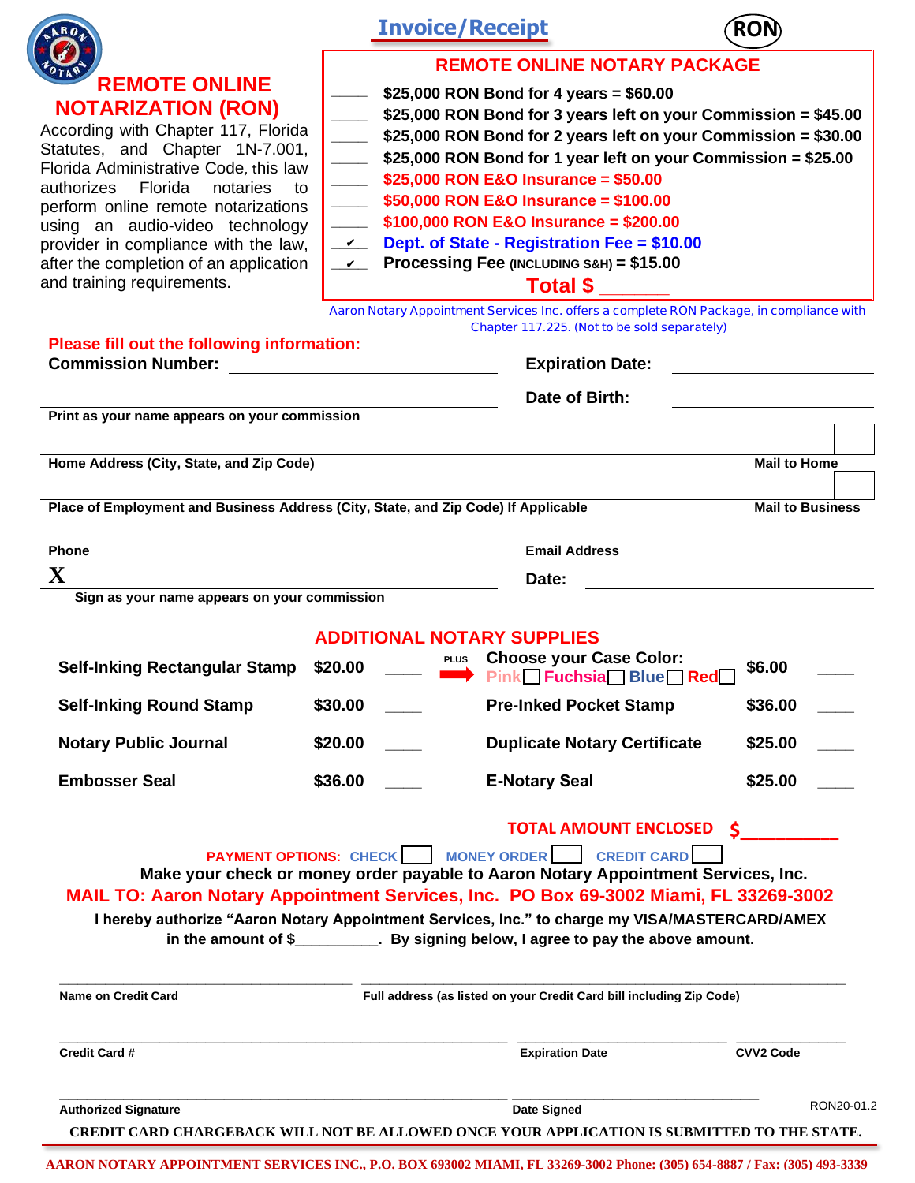# Invoice/Receipt

RON

## REMOTE ONLINE NOTARIZATION (RON)

According with Chapter 117, Florida Statutes, and Chapter 1N-7.001, Florida Administrative Code, this law authorizes Florida notaries to perform online remote notarizations using an audio-video technology provider in compliance with the law, after the completion of an application and training requirements.

## REMOTE ONLINE NOTARY PACKAGE

- _____ $25,000 RON Bond for 4 years = $60.00
- _____ $25,000 RON Bond for 3 years left on your Commission = $45.00
- _____ $25,000 RON Bond for 2 years left on your Commission = $30.00
- _____ $25,000 RON Bond for 1 year left on your Commission = $25.00
- _____ $25,000 RON E&O Insurance = $50.00
- _____ $50,000 RON E&O Insurance = $100.00
- _____ $100,000 RON E&O Insurance = $200.00
- __✔__ Dept. of State - Registration Fee = $10.00
- __✔__ Processing Fee (INCLUDING S&H) = $15.00

**Total $ _______**

Aaron Notary Appointment Services Inc. offers a complete RON Package, in compliance with Chapter 117.225. (Not to be sold separately)

**Please fill out the following information:**

**Commission Number:** ______________________ **Expiration Date:** ______________________

______________________ **Date of Birth:** ______________________

**Print as your name appears on your commission**

______________________________________________ ☐

**Home Address (City, State, and Zip Code)** **Mail to Home**

______________________________________________ ☐

**Place of Employment and Business Address (City, State, and Zip Code) If Applicable** **Mail to Business**

______________________ ______________________

**Phone** **Email Address**

**X** ______________________ **Date:** ______________________

**Sign as your name appears on your commission**

## ADDITIONAL NOTARY SUPPLIES

| Item | Price | Qty | Item | Price | Qty |
|---|---|---|---|---|---|
| Self-Inking Rectangular Stamp | $20.00 | _____ | PLUS → Choose your Case Color: Pink ☐ Fuchsia ☐ Blue ☐ Red ☐ | $6.00 | _____ |
| Self-Inking Round Stamp | $30.00 | _____ | Pre-Inked Pocket Stamp | $36.00 | _____ |
| Notary Public Journal | $20.00 | _____ | Duplicate Notary Certificate | $25.00 | _____ |
| Embosser Seal | $36.00 | _____ | E-Notary Seal | $25.00 | _____ |

**TOTAL AMOUNT ENCLOSED $__________**

**PAYMENT OPTIONS:** CHECK ☐ MONEY ORDER ☐ CREDIT CARD ☐

**Make your check or money order payable to Aaron Notary Appointment Services, Inc.**

**MAIL TO: Aaron Notary Appointment Services, Inc. PO Box 69-3002 Miami, FL 33269-3002**

**I hereby authorize "Aaron Notary Appointment Services, Inc." to charge my VISA/MASTERCARD/AMEX in the amount of $__________. By signing below, I agree to pay the above amount.**

______________________ ______________________

**Name on Credit Card** **Full address (as listed on your Credit Card bill including Zip Code)**

______________________ ______________________ ______________________

**Credit Card #** **Expiration Date** **CVV2 Code**

______________________ ______________________

**Authorized Signature** **Date Signed**

RON20-01.2

**CREDIT CARD CHARGEBACK WILL NOT BE ALLOWED ONCE YOUR APPLICATION IS SUBMITTED TO THE STATE.**

AARON NOTARY APPOINTMENT SERVICES INC., P.O. BOX 693002 MIAMI, FL 33269-3002 Phone: (305) 654-8887 / Fax: (305) 493-3339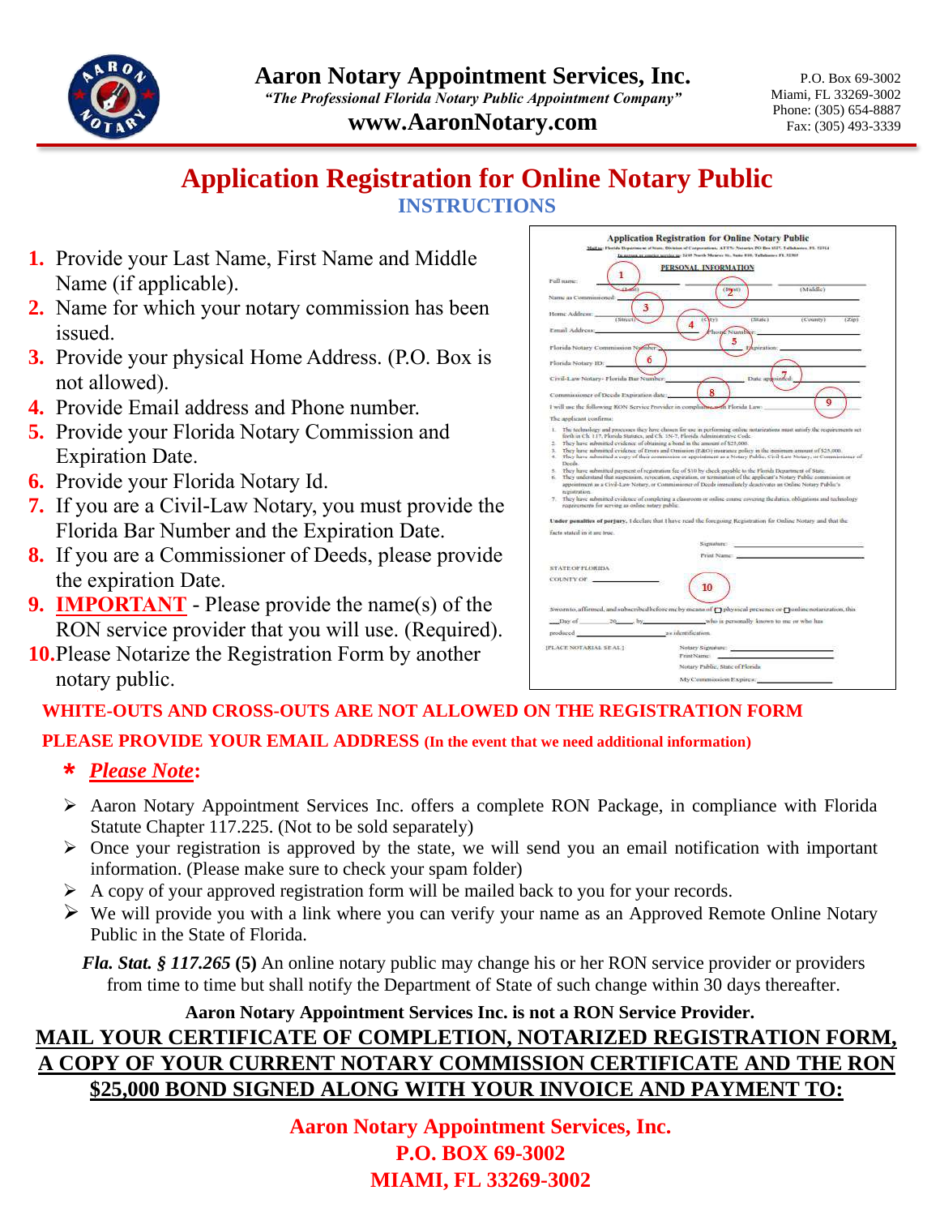# Aaron Notary Appointment Services, Inc.

*"The Professional Florida Notary Public Appointment Company"*

**www.AaronNotary.com**

P.O. Box 69-3002
Miami, FL 33269-3002
Phone: (305) 654-8887
Fax: (305) 493-3339

## Application Registration for Online Notary Public

### INSTRUCTIONS

1. Provide your Last Name, First Name and Middle Name (if applicable).
2. Name for which your notary commission has been issued.
3. Provide your physical Home Address. (P.O. Box is not allowed).
4. Provide Email address and Phone number.
5. Provide your Florida Notary Commission and Expiration Date.
6. Provide your Florida Notary Id.
7. If you are a Civil-Law Notary, you must provide the Florida Bar Number and the Expiration Date.
8. If you are a Commissioner of Deeds, please provide the expiration Date.
9. IMPORTANT - Please provide the name(s) of the RON service provider that you will use. (Required).
10. Please Notarize the Registration Form by another notary public.

**WHITE-OUTS AND CROSS-OUTS ARE NOT ALLOWED ON THE REGISTRATION FORM**

**PLEASE PROVIDE YOUR EMAIL ADDRESS (In the event that we need additional information)**

* ***Please Note*:**

- Aaron Notary Appointment Services Inc. offers a complete RON Package, in compliance with Florida Statute Chapter 117.225. (Not to be sold separately)
- Once your registration is approved by the state, we will send you an email notification with important information. (Please make sure to check your spam folder)
- A copy of your approved registration form will be mailed back to you for your records.
- We will provide you with a link where you can verify your name as an Approved Remote Online Notary Public in the State of Florida.

***Fla. Stat. § 117.265* (5)** An online notary public may change his or her RON service provider or providers from time to time but shall notify the Department of State of such change within 30 days thereafter.

**Aaron Notary Appointment Services Inc. is not a RON Service Provider.**

**MAIL YOUR CERTIFICATE OF COMPLETION, NOTARIZED REGISTRATION FORM, A COPY OF YOUR CURRENT NOTARY COMMISSION CERTIFICATE AND THE RON $25,000 BOND SIGNED ALONG WITH YOUR INVOICE AND PAYMENT TO:**

**Aaron Notary Appointment Services, Inc.**
**P.O. BOX 69-3002**
**MIAMI, FL 33269-3002**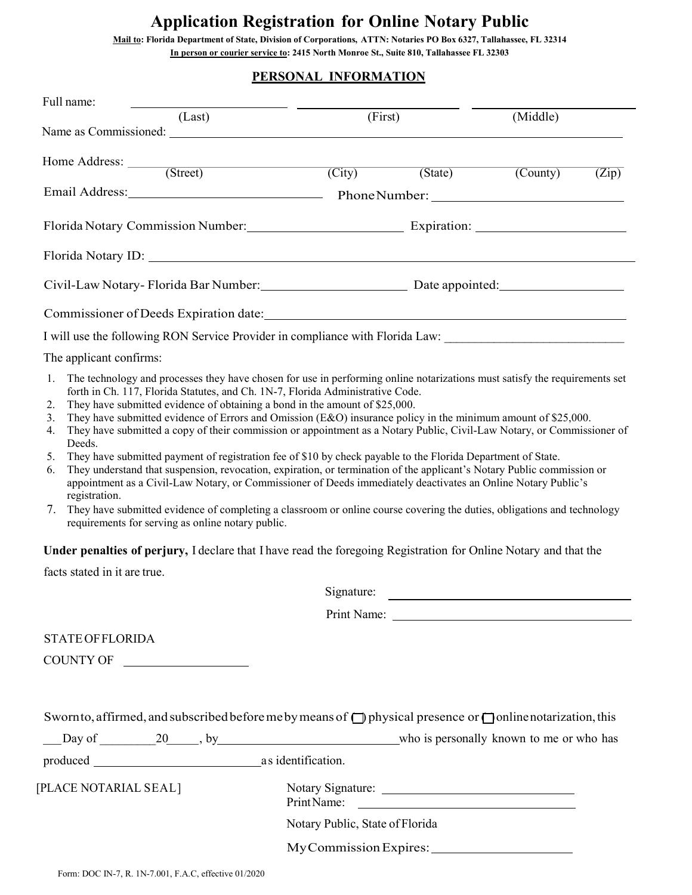# Application Registration for Online Notary Public

**Mail to: Florida Department of State, Division of Corporations, ATTN: Notaries PO Box 6327, Tallahassee, FL 32314**
**In person or courier service to: 2415 North Monroe St., Suite 810, Tallahassee FL 32303**

## PERSONAL INFORMATION

Full name: ____________________ ____________________ ____________________
(Last) (First) (Middle)

Name as Commissioned: ________________________________________

Home Address: ________________________________________
(Street) (City) (State) (County) (Zip)

Email Address: ____________________ Phone Number: ____________________

Florida Notary Commission Number: ____________________ Expiration: ____________________

Florida Notary ID: ________________________________________

Civil-Law Notary- Florida Bar Number: ____________________ Date appointed: ____________________

Commissioner of Deeds Expiration date: ________________________________________

I will use the following RON Service Provider in compliance with Florida Law: ____________________________

The applicant confirms:

1. The technology and processes they have chosen for use in performing online notarizations must satisfy the requirements set forth in Ch. 117, Florida Statutes, and Ch. 1N-7, Florida Administrative Code.
2. They have submitted evidence of obtaining a bond in the amount of $25,000.
3. They have submitted evidence of Errors and Omission (E&O) insurance policy in the minimum amount of $25,000.
4. They have submitted a copy of their commission or appointment as a Notary Public, Civil-Law Notary, or Commissioner of Deeds.
5. They have submitted payment of registration fee of $10 by check payable to the Florida Department of State.
6. They understand that suspension, revocation, expiration, or termination of the applicant's Notary Public commission or appointment as a Civil-Law Notary, or Commissioner of Deeds immediately deactivates an Online Notary Public's registration.
7. They have submitted evidence of completing a classroom or online course covering the duties, obligations and technology requirements for serving as online notary public.

**Under penalties of perjury,** I declare that I have read the foregoing Registration for Online Notary and that the facts stated in it are true.

Signature: ____________________

Print Name: ____________________

STATE OF FLORIDA

COUNTY OF ____________________

Sworn to, affirmed, and subscribed before me by means of ☐ physical presence or ☐ online notarization, this ___Day of _________20_____, by ____________________________ who is personally known to me or who has produced ____________________ as identification.

[PLACE NOTARIAL SEAL]

Notary Signature: ____________________
Print Name: ____________________

Notary Public, State of Florida

My Commission Expires: ____________________

Form: DOC IN-7, R. 1N-7.001, F.A.C, effective 01/2020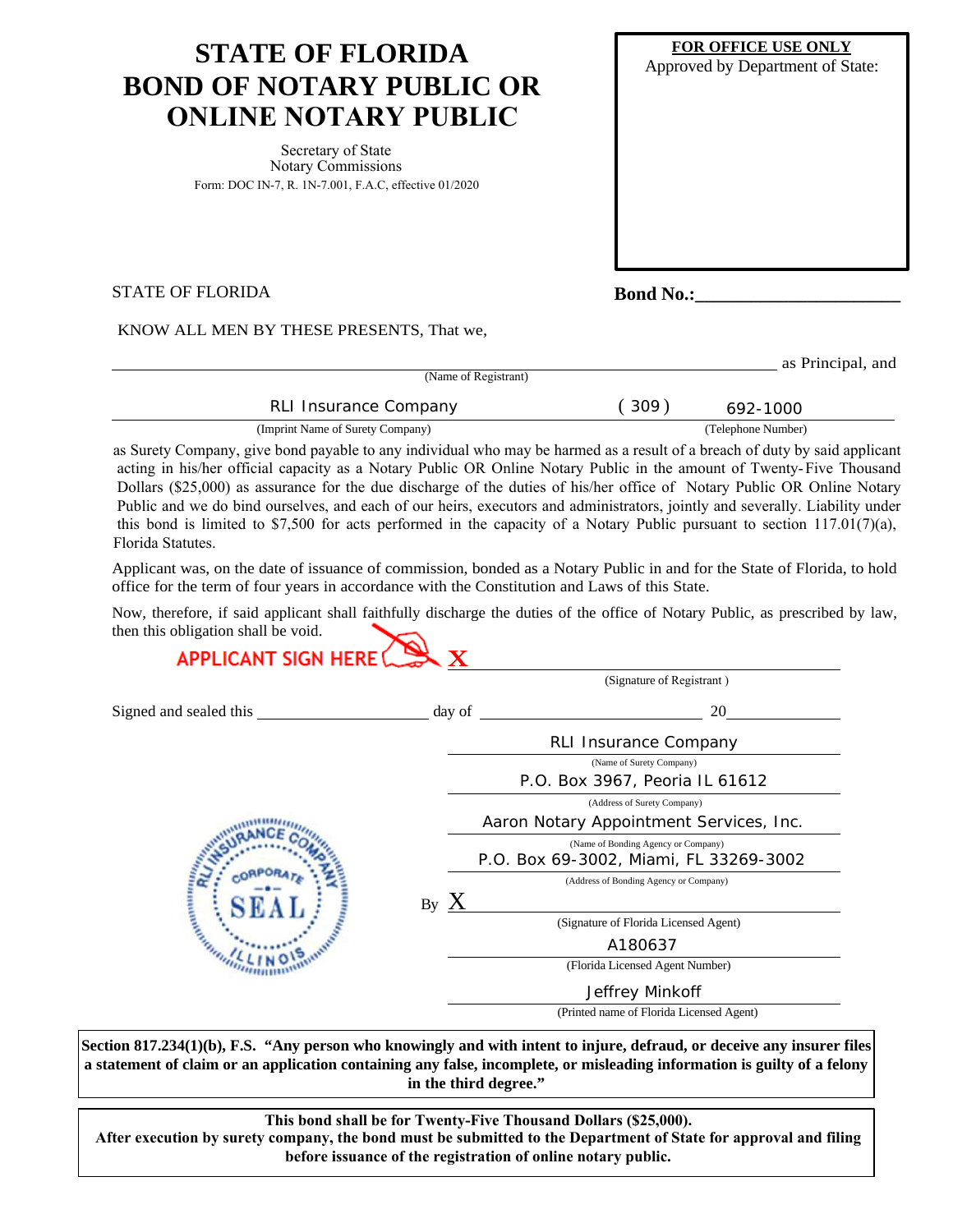# STATE OF FLORIDA BOND OF NOTARY PUBLIC OR ONLINE NOTARY PUBLIC

Secretary of State
Notary Commissions
Form: DOC IN-7, R. 1N-7.001, F.A.C, effective 01/2020

**FOR OFFICE USE ONLY**
Approved by Department of State:

STATE OF FLORIDA

**Bond No.:**______________________

KNOW ALL MEN BY THESE PRESENTS, That we,

_______________________________________________ as Principal, and
(Name of Registrant)

RLI Insurance Company (309) 692-1000
(Imprint Name of Surety Company) (Telephone Number)

as Surety Company, give bond payable to any individual who may be harmed as a result of a breach of duty by said applicant acting in his/her official capacity as a Notary Public OR Online Notary Public in the amount of Twenty-Five Thousand Dollars ($25,000) as assurance for the due discharge of the duties of his/her office of Notary Public OR Online Notary Public and we do bind ourselves, and each of our heirs, executors and administrators, jointly and severally. Liability under this bond is limited to $7,500 for acts performed in the capacity of a Notary Public pursuant to section 117.01(7)(a), Florida Statutes.

Applicant was, on the date of issuance of commission, bonded as a Notary Public in and for the State of Florida, to hold office for the term of four years in accordance with the Constitution and Laws of this State.

Now, therefore, if said applicant shall faithfully discharge the duties of the office of Notary Public, as prescribed by law, then this obligation shall be void.

APPLICANT SIGN HERE **X** ______________________________
(Signature of Registrant)

Signed and sealed this ____________ day of ______________ 20________

RLI Insurance Company
(Name of Surety Company)

P.O. Box 3967, Peoria IL 61612
(Address of Surety Company)

Aaron Notary Appointment Services, Inc.
(Name of Bonding Agency or Company)

P.O. Box 69-3002, Miami, FL 33269-3002
(Address of Bonding Agency or Company)

By **X** ______________________________
(Signature of Florida Licensed Agent)

A180637
(Florida Licensed Agent Number)

Jeffrey Minkoff
(Printed name of Florida Licensed Agent)

RLI INSURANCE COMPANY CORPORATE SEAL ILLINOIS

**Section 817.234(1)(b), F.S. "Any person who knowingly and with intent to injure, defraud, or deceive any insurer files a statement of claim or an application containing any false, incomplete, or misleading information is guilty of a felony in the third degree."**

**This bond shall be for Twenty-Five Thousand Dollars ($25,000).**
**After execution by surety company, the bond must be submitted to the Department of State for approval and filing before issuance of the registration of online notary public.**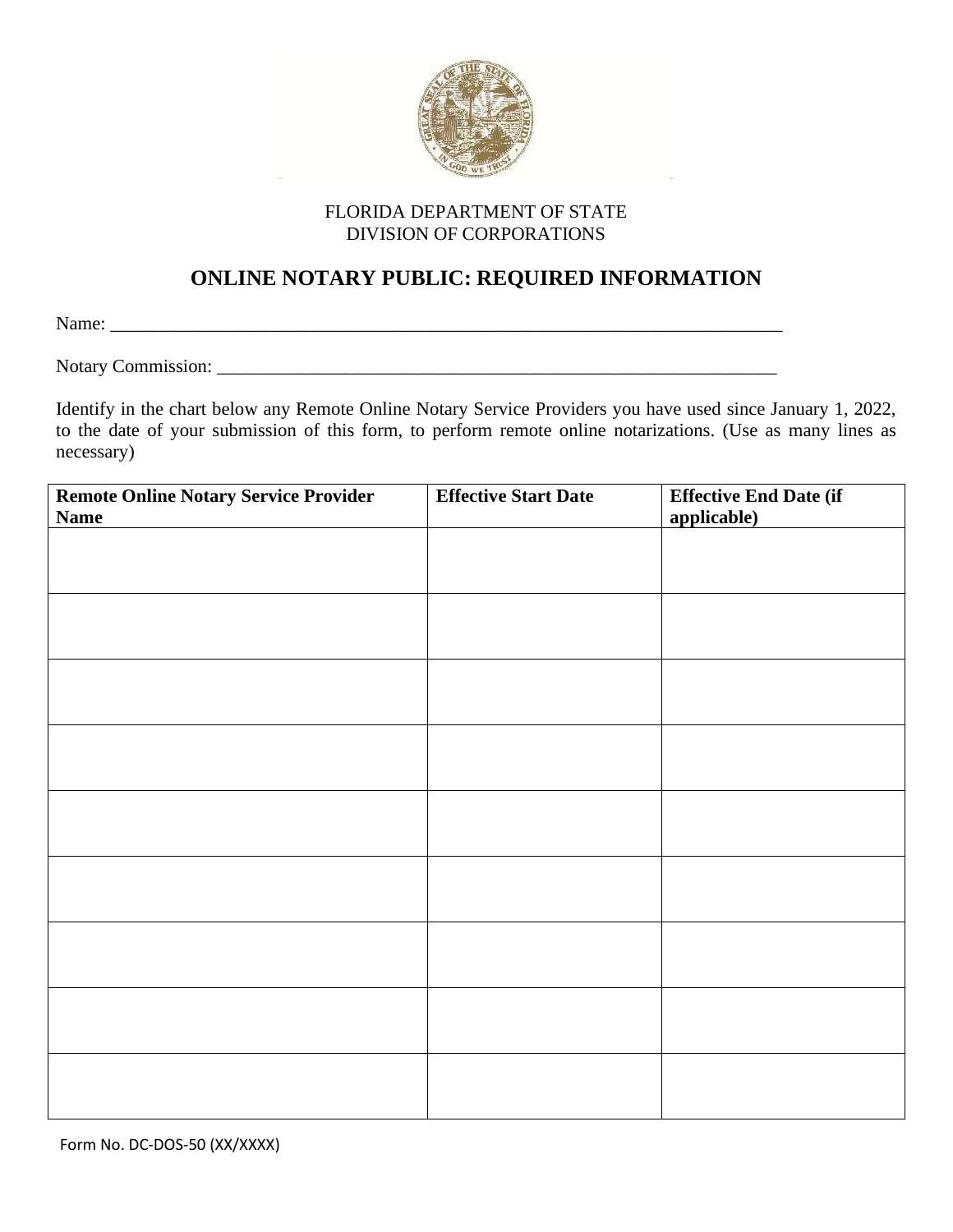FLORIDA DEPARTMENT OF STATE
DIVISION OF CORPORATIONS

# ONLINE NOTARY PUBLIC: REQUIRED INFORMATION

Name: ___________________________________________________________________________

Notary Commission: _______________________________________________________________

Identify in the chart below any Remote Online Notary Service Providers you have used since January 1, 2022, to the date of your submission of this form, to perform remote online notarizations. (Use as many lines as necessary)

| Remote Online Notary Service Provider Name | Effective Start Date | Effective End Date (if applicable) |
|---|---|---|
| | | |
| | | |
| | | |
| | | |
| | | |
| | | |
| | | |
| | | |
| | | |

Form No. DC-DOS-50 (XX/XXXX)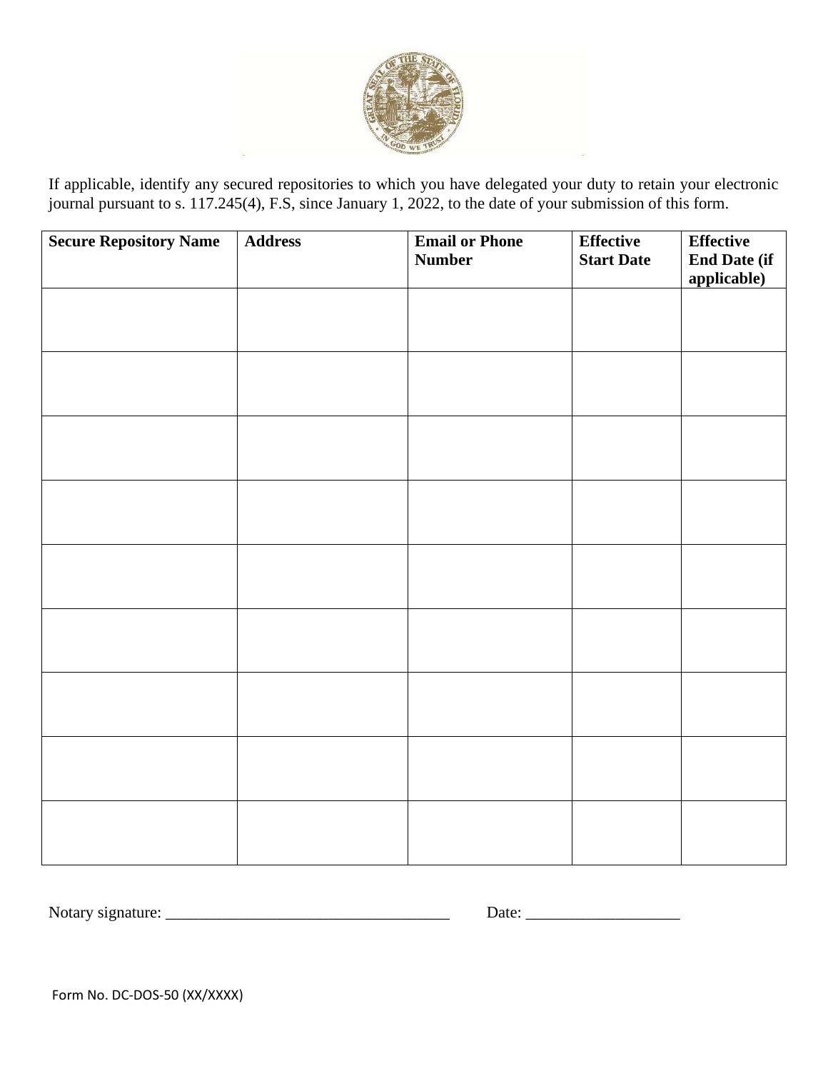If applicable, identify any secured repositories to which you have delegated your duty to retain your electronic journal pursuant to s. 117.245(4), F.S, since January 1, 2022, to the date of your submission of this form.

| Secure Repository Name | Address | Email or Phone Number | Effective Start Date | Effective End Date (if applicable) |
|---|---|---|---|---|
| | | | | |
| | | | | |
| | | | | |
| | | | | |
| | | | | |
| | | | | |
| | | | | |
| | | | | |
| | | | | |

Notary signature: ___________________________________ Date: ___________________

Form No. DC-DOS-50 (XX/XXXX)